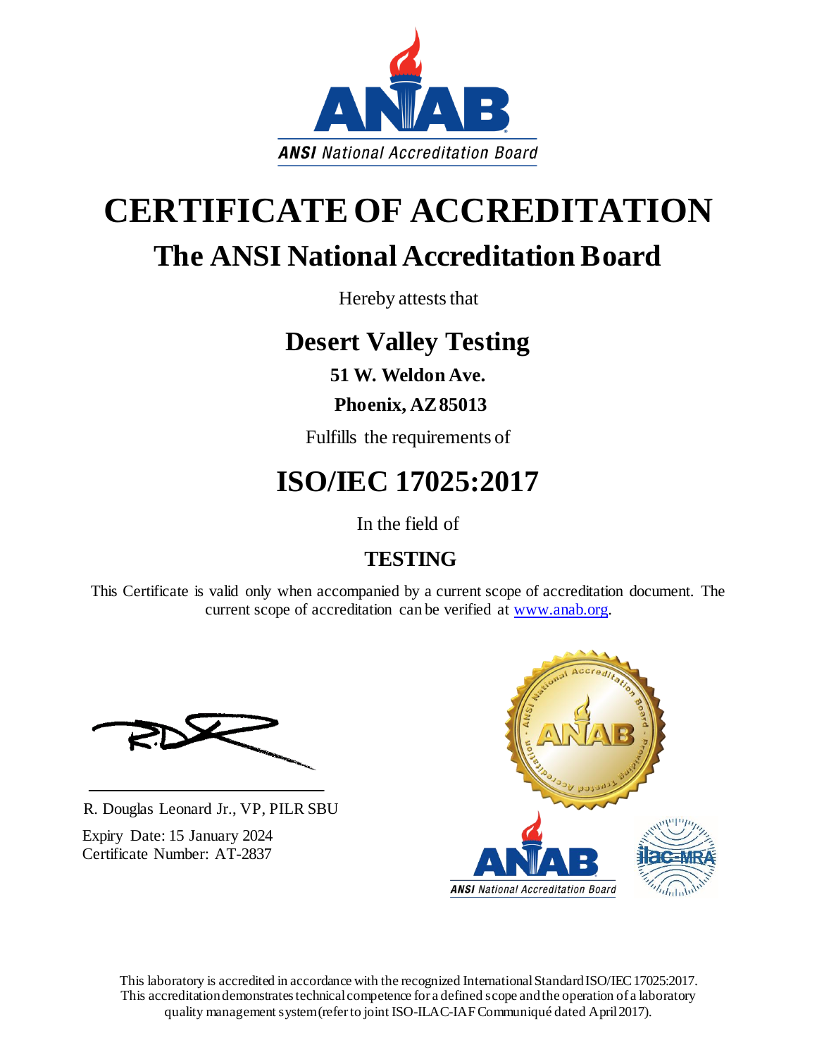ANSI National Accreditation Board

# CERTIFICATE OF ACCREDITATION

## The ANSI National Accreditation Board

Hereby attests that

## Desert Valley Testing

**51 W. Weldon Ave.**

**Phoenix, AZ 85013**

Fulfills the requirements of

# ISO/IEC 17025:2017

In the field of

## TESTING

This Certificate is valid only when accompanied by a current scope of accreditation document. The current scope of accreditation can be verified at [www.anab.org](http://www.anab.org).

R. Douglas Leonard Jr., VP, PILR SBU

Expiry Date: 15 January 2024

Certificate Number: AT-2837

This laboratory is accredited in accordance with the recognized International Standard ISO/IEC 17025:2017. This accreditation demonstrates technical competence for a defined scope and the operation of a laboratory quality management system (refer to joint ISO-ILAC-IAF Communiqué dated April 2017).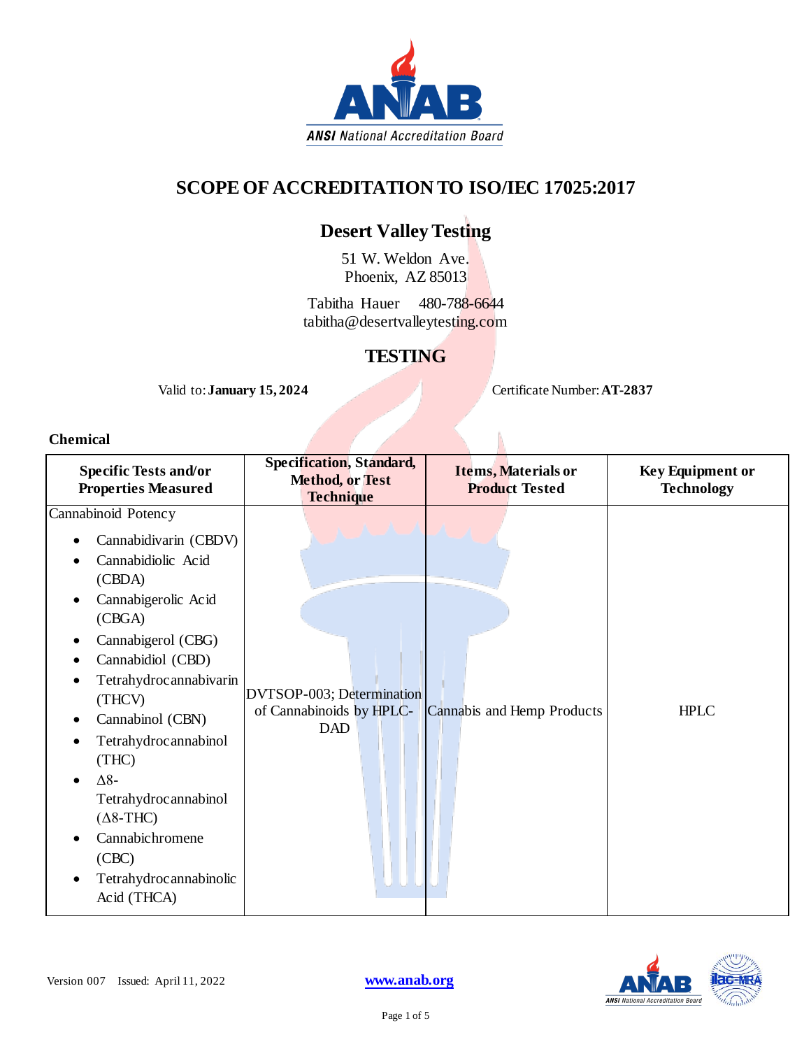# SCOPE OF ACCREDITATION TO ISO/IEC 17025:2017

## Desert Valley Testing

51 W. Weldon Ave.
Phoenix, AZ 85013

Tabitha Hauer 480-788-6644
tabitha@desertvalleytesting.com

## TESTING

Valid to: **January 15, 2024** Certificate Number: **AT-2837**

**Chemical**

| Specific Tests and/or Properties Measured | Specification, Standard, Method, or Test Technique | Items, Materials or Product Tested | Key Equipment or Technology |
|---|---|---|---|
| Cannabinoid Potency<br>• Cannabidivarin (CBDV)<br>• Cannabidiolic Acid (CBDA)<br>• Cannabigerolic Acid (CBGA)<br>• Cannabigerol (CBG)<br>• Cannabidiol (CBD)<br>• Tetrahydrocannabivarin (THCV)<br>• Cannabinol (CBN)<br>• Tetrahydrocannabinol (THC)<br>• Δ8-Tetrahydrocannabinol (Δ8-THC)<br>• Cannabichromene (CBC)<br>• Tetrahydrocannabinolic Acid (THCA) | DVTSOP-003; Determination of Cannabinoids by HPLC-DAD | Cannabis and Hemp Products | HPLC |

Version 007 Issued: April 11, 2022

www.anab.org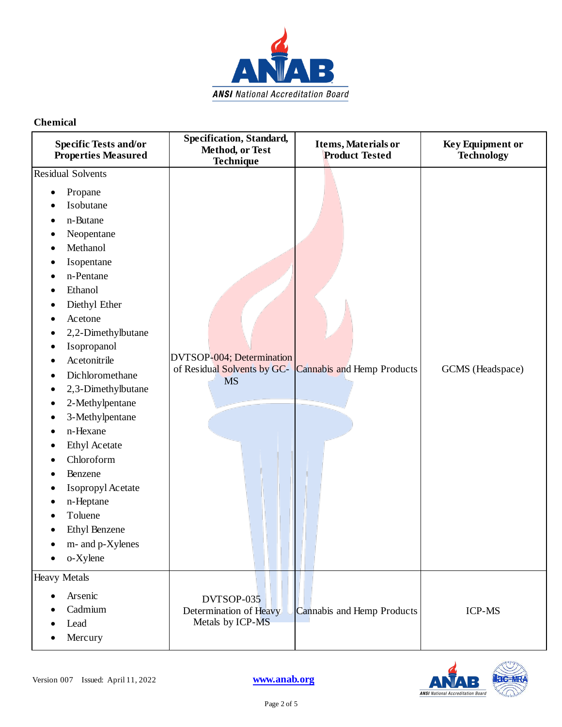**Chemical**

| Specific Tests and/or Properties Measured | Specification, Standard, Method, or Test Technique | Items, Materials or Product Tested | Key Equipment or Technology |
|---|---|---|---|
| Residual Solvents<br>• Propane<br>• Isobutane<br>• n-Butane<br>• Neopentane<br>• Methanol<br>• Isopentane<br>• n-Pentane<br>• Ethanol<br>• Diethyl Ether<br>• Acetone<br>• 2,2-Dimethylbutane<br>• Isopropanol<br>• Acetonitrile<br>• Dichloromethane<br>• 2,3-Dimethylbutane<br>• 2-Methylpentane<br>• 3-Methylpentane<br>• n-Hexane<br>• Ethyl Acetate<br>• Chloroform<br>• Benzene<br>• Isopropyl Acetate<br>• n-Heptane<br>• Toluene<br>• Ethyl Benzene<br>• m- and p-Xylenes<br>• o-Xylene | DVTSOP-004; Determination of Residual Solvents by GC-MS | Cannabis and Hemp Products | GCMS (Headspace) |
| Heavy Metals<br>• Arsenic<br>• Cadmium<br>• Lead<br>• Mercury | DVTSOP-035 Determination of Heavy Metals by ICP-MS | Cannabis and Hemp Products | ICP-MS |

Version 007 Issued: April 11, 2022 www.anab.org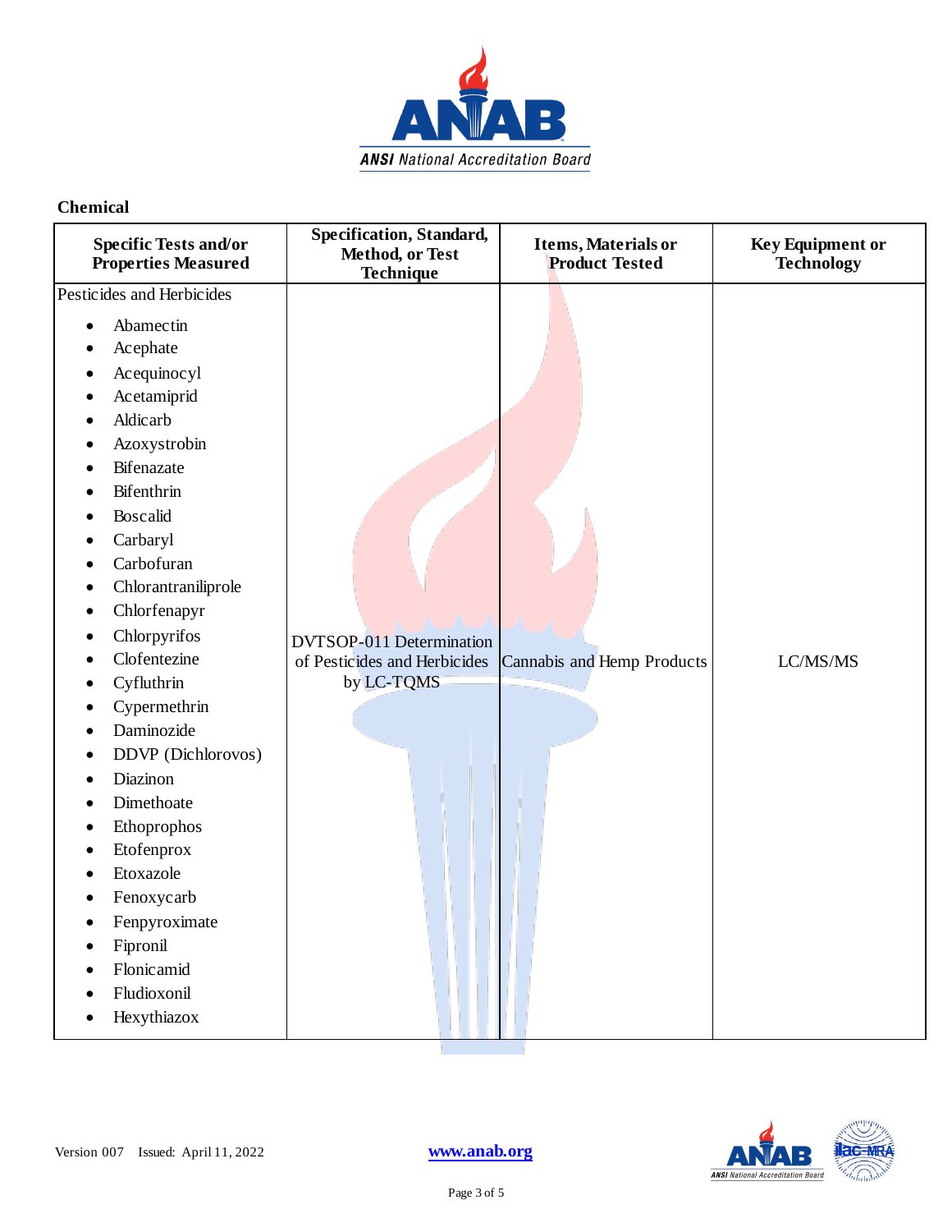**Chemical**

| Specific Tests and/or Properties Measured | Specification, Standard, Method, or Test Technique | Items, Materials or Product Tested | Key Equipment or Technology |
|---|---|---|---|
| Pesticides and Herbicides<br>• Abamectin<br>• Acephate<br>• Acequinocyl<br>• Acetamiprid<br>• Aldicarb<br>• Azoxystrobin<br>• Bifenazate<br>• Bifenthrin<br>• Boscalid<br>• Carbaryl<br>• Carbofuran<br>• Chlorantraniliprole<br>• Chlorfenapyr<br>• Chlorpyrifos<br>• Clofentezine<br>• Cyfluthrin<br>• Cypermethrin<br>• Daminozide<br>• DDVP (Dichlorovos)<br>• Diazinon<br>• Dimethoate<br>• Ethoprophos<br>• Etofenprox<br>• Etoxazole<br>• Fenoxycarb<br>• Fenpyroximate<br>• Fipronil<br>• Flonicamid<br>• Fludioxonil<br>• Hexythiazox | DVTSOP-011 Determination of Pesticides and Herbicides by LC-TQMS | Cannabis and Hemp Products | LC/MS/MS |

Version 007 Issued: April 11, 2022 www.anab.org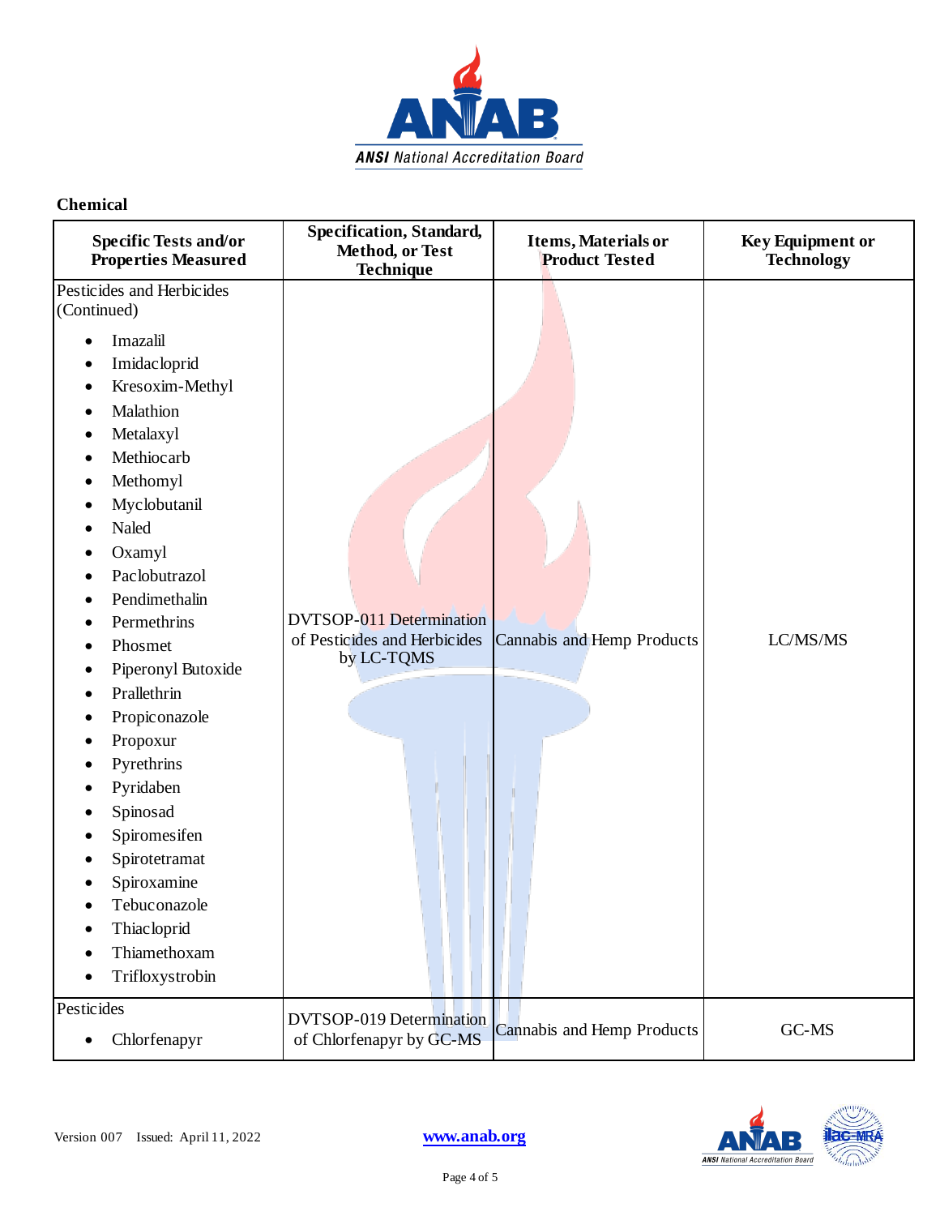## Chemical

| Specific Tests and/or Properties Measured | Specification, Standard, Method, or Test Technique | Items, Materials or Product Tested | Key Equipment or Technology |
|---|---|---|---|
| Pesticides and Herbicides (Continued)<br>• Imazalil<br>• Imidacloprid<br>• Kresoxim-Methyl<br>• Malathion<br>• Metalaxyl<br>• Methiocarb<br>• Methomyl<br>• Myclobutanil<br>• Naled<br>• Oxamyl<br>• Paclobutrazol<br>• Pendimethalin<br>• Permethrins<br>• Phosmet<br>• Piperonyl Butoxide<br>• Prallethrin<br>• Propiconazole<br>• Propoxur<br>• Pyrethrins<br>• Pyridaben<br>• Spinosad<br>• Spiromesifen<br>• Spirotetramat<br>• Spiroxamine<br>• Tebuconazole<br>• Thiacloprid<br>• Thiamethoxam<br>• Trifloxystrobin | DVTSOP-011 Determination of Pesticides and Herbicides by LC-TQMS | Cannabis and Hemp Products | LC/MS/MS |
| Pesticides<br>• Chlorfenapyr | DVTSOP-019 Determination of Chlorfenapyr by GC-MS | Cannabis and Hemp Products | GC-MS |

Version 007 Issued: April 11, 2022

www.anab.org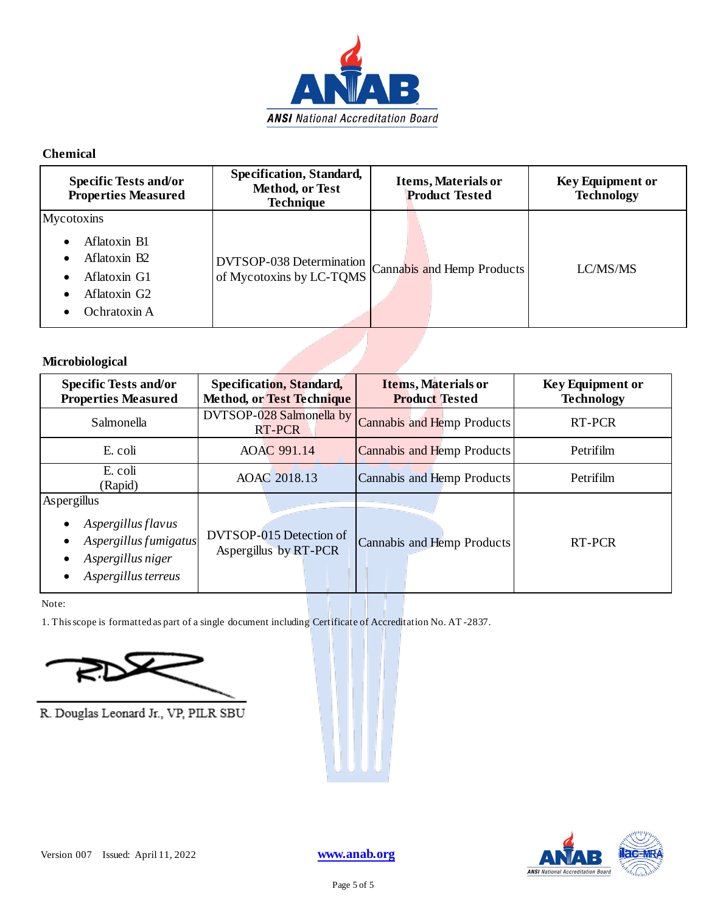## Chemical

| Specific Tests and/or Properties Measured | Specification, Standard, Method, or Test Technique | Items, Materials or Product Tested | Key Equipment or Technology |
|---|---|---|---|
| Mycotoxins<br>• Aflatoxin B1<br>• Aflatoxin B2<br>• Aflatoxin G1<br>• Aflatoxin G2<br>• Ochratoxin A | DVTSOP-038 Determination of Mycotoxins by LC-TQMS | Cannabis and Hemp Products | LC/MS/MS |

## Microbiological

| Specific Tests and/or Properties Measured | Specification, Standard, Method, or Test Technique | Items, Materials or Product Tested | Key Equipment or Technology |
|---|---|---|---|
| Salmonella | DVTSOP-028 Salmonella by RT-PCR | Cannabis and Hemp Products | RT-PCR |
| E. coli | AOAC 991.14 | Cannabis and Hemp Products | Petrifilm |
| E. coli (Rapid) | AOAC 2018.13 | Cannabis and Hemp Products | Petrifilm |
| Aspergillus<br>• *Aspergillus flavus*<br>• *Aspergillus fumigatus*<br>• *Aspergillus niger*<br>• *Aspergillus terreus* | DVTSOP-015 Detection of Aspergillus by RT-PCR | Cannabis and Hemp Products | RT-PCR |

Note:

1. This scope is formatted as part of a single document including Certificate of Accreditation No. AT-2837.

R. Douglas Leonard Jr., VP, PILR SBU

Version 007 Issued: April 11, 2022

www.anab.org